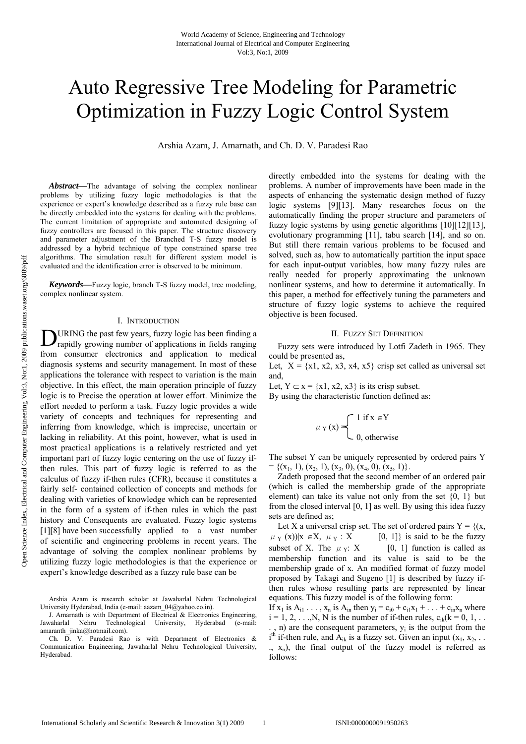# Auto Regressive Tree Modeling for Parametric Optimization in Fuzzy Logic Control System

Arshia Azam, J. Amarnath, and Ch. D. V. Paradesi Rao

***Abstract*—**The advantage of solving the complex nonlinear problems by utilizing fuzzy logic methodologies is that the experience or expert's knowledge described as a fuzzy rule base can be directly embedded into the systems for dealing with the problems. The current limitation of appropriate and automated designing of fuzzy controllers are focused in this paper. The structure discovery and parameter adjustment of the Branched T-S fuzzy model is addressed by a hybrid technique of type constrained sparse tree algorithms. The simulation result for different system model is evaluated and the identification error is observed to be minimum.

***Keywords*—**Fuzzy logic, branch T-S fuzzy model, tree modeling, complex nonlinear system.

## I. Introduction

During the past few years, fuzzy logic has been finding a rapidly growing number of applications in fields ranging from consumer electronics and application to medical diagnosis systems and security management. In most of these applications the tolerance with respect to variation is the main objective. In this effect, the main operation principle of fuzzy logic is to Precise the operation at lower effort. Minimize the effort needed to perform a task. Fuzzy logic provides a wide variety of concepts and techniques for representing and inferring from knowledge, which is imprecise, uncertain or lacking in reliability. At this point, however, what is used in most practical applications is a relatively restricted and yet important part of fuzzy logic centering on the use of fuzzy if-then rules. This part of fuzzy logic is referred to as the calculus of fuzzy if-then rules (CFR), because it constitutes a fairly self- contained collection of concepts and methods for dealing with varieties of knowledge which can be represented in the form of a system of if-then rules in which the past history and Consequents are evaluated. Fuzzy logic systems [1][8] have been successfully applied to a vast number of scientific and engineering problems in recent years. The advantage of solving the complex nonlinear problems by utilizing fuzzy logic methodologies is that the experience or expert's knowledge described as a fuzzy rule base can be directly embedded into the systems for dealing with the problems. A number of improvements have been made in the aspects of enhancing the systematic design method of fuzzy logic systems [9][13]. Many researches focus on the automatically finding the proper structure and parameters of fuzzy logic systems by using genetic algorithms [10][12][13], evolutionary programming [11], tabu search [14], and so on. But still there remain various problems to be focused and solved, such as, how to automatically partition the input space for each input-output variables, how many fuzzy rules are really needed for properly approximating the unknown nonlinear systems, and how to determine it automatically. In this paper, a method for effectively tuning the parameters and structure of fuzzy logic systems to achieve the required objective is been focused.

Arshia Azam is research scholar at Jawaharlal Nehru Technological University Hyderabad, India (e-mail: aazam_04@yahoo.co.in).

J. Amarnath is with Department of Electrical & Electronics Engineering, Jawaharlal Nehru Technological University, Hyderabad (e-mail: amaranth_jinka@hotmail.com).

Ch. D. V. Paradesi Rao is with Department of Electronics & Communication Engineering, Jawaharlal Nehru Technological University, Hyderabad.

## II. Fuzzy Set Definition

Fuzzy sets were introduced by Lotfi Zadeth in 1965. They could be presented as,

Let, X = {x1, x2, x3, x4, x5} crisp set called as universal set and,

Let, $Y \subset x$ = {x1, x2, x3} is its crisp subset.

By using the characteristic function defined as:

$$\mu_Y(x) = \begin{cases} 1 \text{ if } x \in Y \\ 0, \text{ otherwise} \end{cases}$$

The subset Y can be uniquely represented by ordered pairs Y = {($x_1$, 1), ($x_2$, 1), ($x_3$, 0), ($x_4$, 0), ($x_5$, 1)}.

Zadeth proposed that the second member of an ordered pair (which is called the membership grade of the appropriate element) can take its value not only from the set {0, 1} but from the closed interval [0, 1] as well. By using this idea fuzzy sets are defined as;

Let X a universal crisp set. The set of ordered pairs Y = {(x, $\mu_Y$ (x))|x $\in$X, $\mu_Y$ : X [0, 1]} is said to be the fuzzy subset of X. The $\mu_Y$: X [0, 1] function is called as membership function and its value is said to be the membership grade of x. An modified format of fuzzy model proposed by Takagi and Sugeno [1] is described by fuzzy if-then rules whose resulting parts are represented by linear equations. This fuzzy model is of the following form:

If $x_1$ is $A_{i1}$ . . . , $x_n$ is $A_{in}$ then $y_i = c_{i0} + c_{i1}x_1 + . . . + c_{in}x_n$ where i = 1, 2, . . .,N, N is the number of if-then rules, $c_{ik}$(k = 0, 1, . . . , n) are the consequent parameters, $y_i$ is the output from the $i^{th}$ if-then rule, and $A_{ik}$ is a fuzzy set. Given an input ($x_1$, $x_2$, . . ., $x_n$), the final output of the fuzzy model is referred as follows: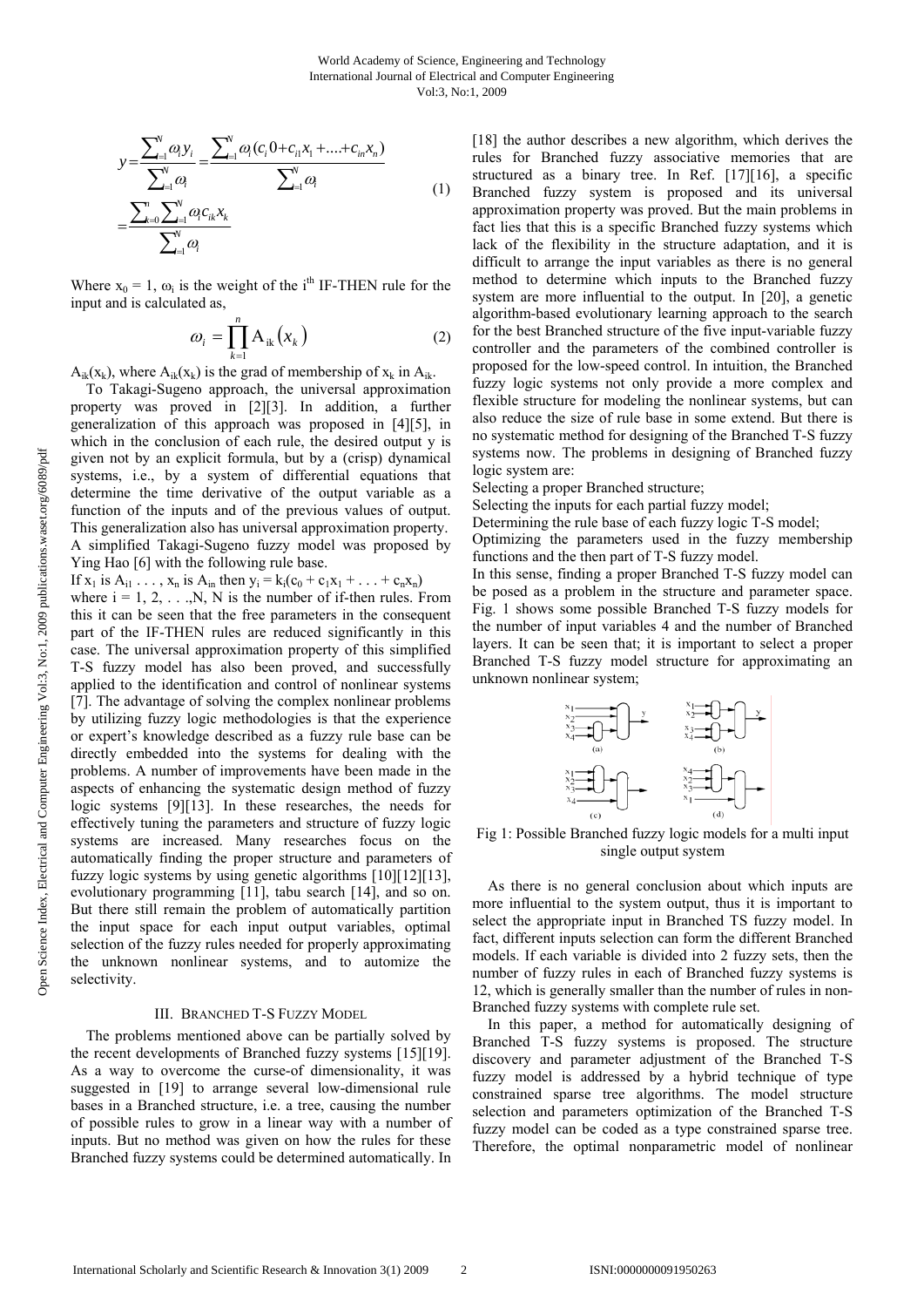$$y = \frac{\sum_{i=1}^{N} \omega_i y_i}{\sum_{i=1}^{N} \omega_i} = \frac{\sum_{i=1}^{N} \omega_i (c_i 0 + c_{i1} x_1 + .... + c_{in} x_n)}{\sum_{i=1}^{N} \omega_i} = \frac{\sum_{k=0}^{n} \sum_{i=1}^{N} \omega_i c_{ik} x_k}{\sum_{i=1}^{N} \omega_i} \tag{1}$$

Where $x_0 = 1$, $\omega_i$ is the weight of the $i^{th}$ IF-THEN rule for the input and is calculated as,

$$\omega_i = \prod_{k=1}^{n} \mathrm{A}_{ik}(x_k) \tag{2}$$

$A_{ik}(x_k)$, where $A_{ik}(x_k)$ is the grad of membership of $x_k$ in $A_{ik}$.

To Takagi-Sugeno approach, the universal approximation property was proved in [2][3]. In addition, a further generalization of this approach was proposed in [4][5], in which in the conclusion of each rule, the desired output y is given not by an explicit formula, but by a (crisp) dynamical systems, i.e., by a system of differential equations that determine the time derivative of the output variable as a function of the inputs and of the previous values of output. This generalization also has universal approximation property. A simplified Takagi-Sugeno fuzzy model was proposed by Ying Hao [6] with the following rule base.

If $x_1$ is $A_{i1}$ . . . , $x_n$ is $A_{in}$ then $y_i = k_i(c_0 + c_1x_1 + . . . + c_nx_n)$

where $i = 1, 2, . . .,N$, N is the number of if-then rules. From this it can be seen that the free parameters in the consequent part of the IF-THEN rules are reduced significantly in this case. The universal approximation property of this simplified T-S fuzzy model has also been proved, and successfully applied to the identification and control of nonlinear systems [7]. The advantage of solving the complex nonlinear problems by utilizing fuzzy logic methodologies is that the experience or expert's knowledge described as a fuzzy rule base can be directly embedded into the systems for dealing with the problems. A number of improvements have been made in the aspects of enhancing the systematic design method of fuzzy logic systems [9][13]. In these researches, the needs for effectively tuning the parameters and structure of fuzzy logic systems are increased. Many researches focus on the automatically finding the proper structure and parameters of fuzzy logic systems by using genetic algorithms [10][12][13], evolutionary programming [11], tabu search [14], and so on. But there still remain the problem of automatically partition the input space for each input output variables, optimal selection of the fuzzy rules needed for properly approximating the unknown nonlinear systems, and to automize the selectivity.

## III. Branched T-S Fuzzy Model

The problems mentioned above can be partially solved by the recent developments of Branched fuzzy systems [15][19]. As a way to overcome the curse-of dimensionality, it was suggested in [19] to arrange several low-dimensional rule bases in a Branched structure, i.e. a tree, causing the number of possible rules to grow in a linear way with a number of inputs. But no method was given on how the rules for these Branched fuzzy systems could be determined automatically. In [18] the author describes a new algorithm, which derives the rules for Branched fuzzy associative memories that are structured as a binary tree. In Ref. [17][16], a specific Branched fuzzy system is proposed and its universal approximation property was proved. But the main problems in fact lies that this is a specific Branched fuzzy systems which lack of the flexibility in the structure adaptation, and it is difficult to arrange the input variables as there is no general method to determine which inputs to the Branched fuzzy system are more influential to the output. In [20], a genetic algorithm-based evolutionary learning approach to the search for the best Branched structure of the five input-variable fuzzy controller and the parameters of the combined controller is proposed for the low-speed control. In intuition, the Branched fuzzy logic systems not only provide a more complex and flexible structure for modeling the nonlinear systems, but can also reduce the size of rule base in some extend. But there is no systematic method for designing of the Branched T-S fuzzy systems now. The problems in designing of Branched fuzzy logic system are:

Selecting a proper Branched structure;

Selecting the inputs for each partial fuzzy model;

Determining the rule base of each fuzzy logic T-S model;

Optimizing the parameters used in the fuzzy membership functions and the then part of T-S fuzzy model.

In this sense, finding a proper Branched T-S fuzzy model can be posed as a problem in the structure and parameter space. Fig. 1 shows some possible Branched T-S fuzzy models for the number of input variables 4 and the number of Branched layers. It can be seen that; it is important to select a proper Branched T-S fuzzy model structure for approximating an unknown nonlinear system;

Fig 1: Possible Branched fuzzy logic models for a multi input single output system

As there is no general conclusion about which inputs are more influential to the system output, thus it is important to select the appropriate input in Branched TS fuzzy model. In fact, different inputs selection can form the different Branched models. If each variable is divided into 2 fuzzy sets, then the number of fuzzy rules in each of Branched fuzzy systems is 12, which is generally smaller than the number of rules in non-Branched fuzzy systems with complete rule set.

In this paper, a method for automatically designing of Branched T-S fuzzy systems is proposed. The structure discovery and parameter adjustment of the Branched T-S fuzzy model is addressed by a hybrid technique of type constrained sparse tree algorithms. The model structure selection and parameters optimization of the Branched T-S fuzzy model can be coded as a type constrained sparse tree. Therefore, the optimal nonparametric model of nonlinear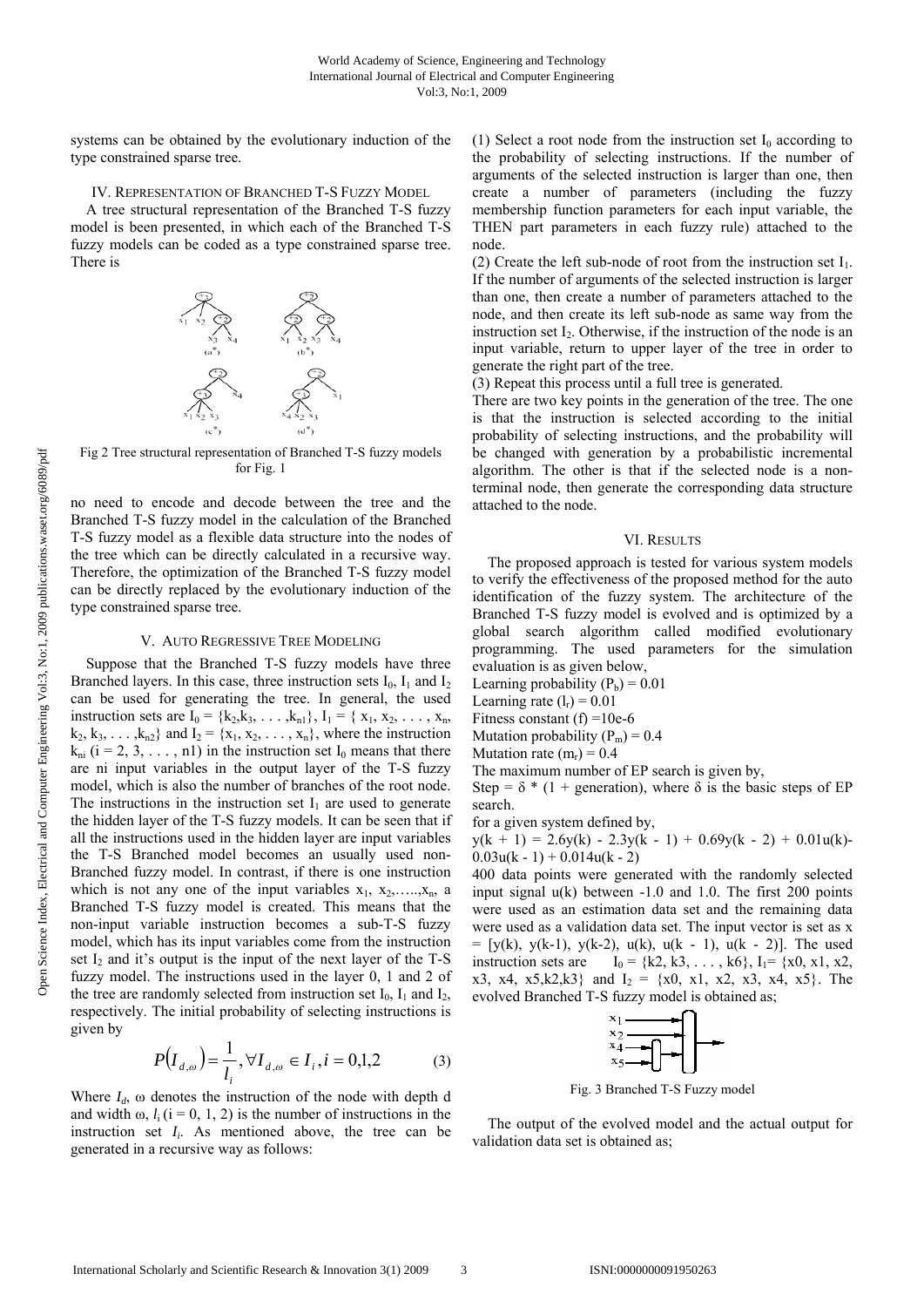systems can be obtained by the evolutionary induction of the type constrained sparse tree.

## IV. Representation of Branched T-S Fuzzy Model

A tree structural representation of the Branched T-S fuzzy model is been presented, in which each of the Branched T-S fuzzy models can be coded as a type constrained sparse tree. There is

Fig 2 Tree structural representation of Branched T-S fuzzy models for Fig. 1

no need to encode and decode between the tree and the Branched T-S fuzzy model in the calculation of the Branched T-S fuzzy model as a flexible data structure into the nodes of the tree which can be directly calculated in a recursive way. Therefore, the optimization of the Branched T-S fuzzy model can be directly replaced by the evolutionary induction of the type constrained sparse tree.

## V. Auto Regressive Tree Modeling

Suppose that the Branched T-S fuzzy models have three Branched layers. In this case, three instruction sets $I_0$, $I_1$ and $I_2$ can be used for generating the tree. In general, the used instruction sets are $I_0 = \{k_2, k_3, \ldots, k_{n1}\}$, $I_1 = \{x_1, x_2, \ldots, x_n, k_2, k_3, \ldots, k_{n2}\}$ and $I_2 = \{x_1, x_2, \ldots, x_n\}$, where the instruction $k_{ni}$ ($i = 2, 3, \ldots, n1$) in the instruction set $I_0$ means that there are ni input variables in the output layer of the T-S fuzzy model, which is also the number of branches of the root node. The instructions in the instruction set $I_1$ are used to generate the hidden layer of the T-S fuzzy models. It can be seen that if all the instructions used in the hidden layer are input variables the T-S Branched model becomes an usually used non-Branched fuzzy model. In contrast, if there is one instruction which is not any one of the input variables $x_1, x_2, \ldots, x_n$, a Branched T-S fuzzy model is created. This means that the non-input variable instruction becomes a sub-T-S fuzzy model, which has its input variables come from the instruction set $I_2$ and it's output is the input of the next layer of the T-S fuzzy model. The instructions used in the layer 0, 1 and 2 of the tree are randomly selected from instruction set $I_0$, $I_1$ and $I_2$, respectively. The initial probability of selecting instructions is given by

$$P\left(I_{d,\omega}\right) = \frac{1}{l_i}, \forall I_{d,\omega} \in I_i, i = 0,1,2 \qquad (3)$$

Where $I_d$, ω denotes the instruction of the node with depth d and width ω, $l_i$ ($i = 0, 1, 2$) is the number of instructions in the instruction set $I_i$. As mentioned above, the tree can be generated in a recursive way as follows:

(1) Select a root node from the instruction set $I_0$ according to the probability of selecting instructions. If the number of arguments of the selected instruction is larger than one, then create a number of parameters (including the fuzzy membership function parameters for each input variable, the THEN part parameters in each fuzzy rule) attached to the node.

(2) Create the left sub-node of root from the instruction set $I_1$. If the number of arguments of the selected instruction is larger than one, then create a number of parameters attached to the node, and then create its left sub-node as same way from the instruction set $I_2$. Otherwise, if the instruction of the node is an input variable, return to upper layer of the tree in order to generate the right part of the tree.

(3) Repeat this process until a full tree is generated.

There are two key points in the generation of the tree. The one is that the instruction is selected according to the initial probability of selecting instructions, and the probability will be changed with generation by a probabilistic incremental algorithm. The other is that if the selected node is a non-terminal node, then generate the corresponding data structure attached to the node.

## VI. Results

The proposed approach is tested for various system models to verify the effectiveness of the proposed method for the auto identification of the fuzzy system. The architecture of the Branched T-S fuzzy model is evolved and is optimized by a global search algorithm called modified evolutionary programming. The used parameters for the simulation evaluation is as given below,

Learning probability ($P_b$) = 0.01
Learning rate ($l_r$) = 0.01
Fitness constant (f) =10e-6
Mutation probability ($P_m$) = 0.4
Mutation rate ($m_r$) = 0.4

The maximum number of EP search is given by,

Step = δ * (1 + generation), where δ is the basic steps of EP search.

for a given system defined by,

$y(k + 1) = 2.6y(k) - 2.3y(k - 1) + 0.69y(k - 2) + 0.01u(k) - 0.03u(k - 1) + 0.014u(k - 2)$

400 data points were generated with the randomly selected input signal u(k) between -1.0 and 1.0. The first 200 points were used as an estimation data set and the remaining data were used as a validation data set. The input vector is set as x = [y(k), y(k-1), y(k-2), u(k), u(k - 1), u(k - 2)]. The used instruction sets are $I_0 = \{k2, k3, \ldots, k6\}$, $I_1 = \{x0, x1, x2, x3, x4, x5, k2, k3\}$ and $I_2 = \{x0, x1, x2, x3, x4, x5\}$. The evolved Branched T-S fuzzy model is obtained as;

Fig. 3 Branched T-S Fuzzy model

The output of the evolved model and the actual output for validation data set is obtained as;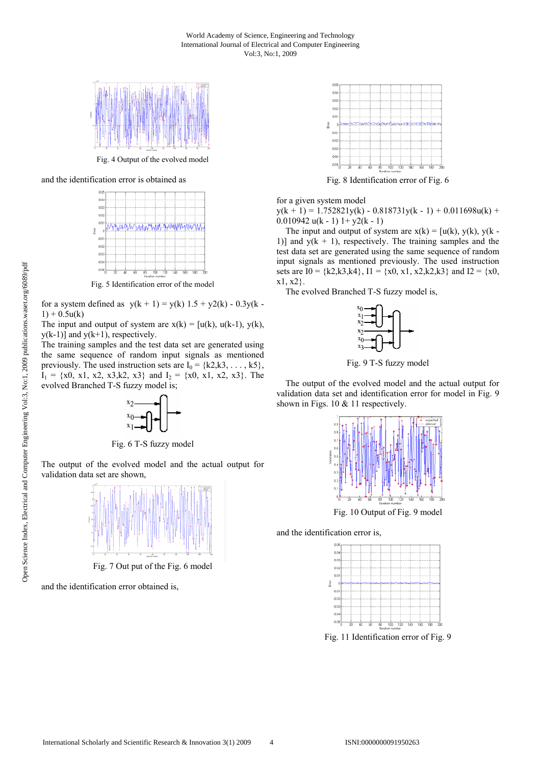Fig. 4 Output of the evolved model

and the identification error is obtained as

Fig. 5 Identification error of the model

for a system defined as $y(k + 1) = y(k)\ 1.5 + y2(k) - 0.3y(k - 1) + 0.5u(k)$
The input and output of system are $x(k) = [u(k), u(k\text{-}1), y(k), y(k\text{-}1)]$ and $y(k+1)$, respectively.
The training samples and the test data set are generated using the same sequence of random input signals as mentioned previously. The used instruction sets are $I_0 = \{k2, k3, \ldots, k5\}$, $I_1 = \{x0, x1, x2, x3, k2, x3\}$ and $I_2 = \{x0, x1, x2, x3\}$. The evolved Branched T-S fuzzy model is;

Fig. 6 T-S fuzzy model

The output of the evolved model and the actual output for validation data set are shown,

Fig. 7 Out put of the Fig. 6 model

and the identification error obtained is,

Fig. 8 Identification error of Fig. 6

for a given system model
$y(k + 1) = 1.752821y(k) - 0.818731y(k - 1) + 0.011698u(k) + 0.010942\ u(k - 1)\ 1 + y2(k - 1)$

The input and output of system are $x(k) = [u(k), y(k), y(k - 1)]$ and $y(k + 1)$, respectively. The training samples and the test data set are generated using the same sequence of random input signals as mentioned previously. The used instruction sets are $I0 = \{k2, k3, k4\}$, $I1 = \{x0, x1, x2, k2, k3\}$ and $I2 = \{x0, x1, x2\}$.

The evolved Branched T-S fuzzy model is,

Fig. 9 T-S fuzzy model

The output of the evolved model and the actual output for validation data set and identification error for model in Fig. 9 shown in Figs. 10 & 11 respectively.

Fig. 10 Output of Fig. 9 model

and the identification error is,

Fig. 11 Identification error of Fig. 9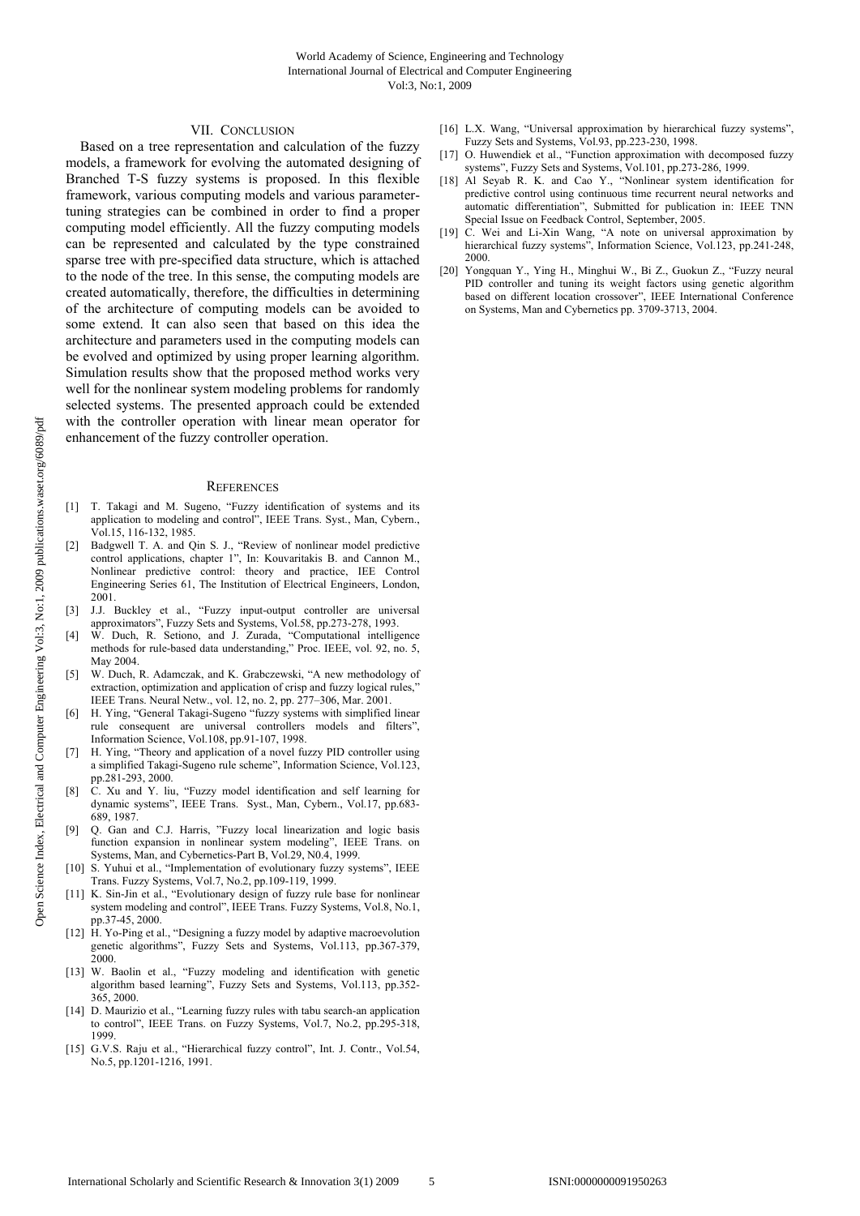## VII. Conclusion

Based on a tree representation and calculation of the fuzzy models, a framework for evolving the automated designing of Branched T-S fuzzy systems is proposed. In this flexible framework, various computing models and various parameter-tuning strategies can be combined in order to find a proper computing model efficiently. All the fuzzy computing models can be represented and calculated by the type constrained sparse tree with pre-specified data structure, which is attached to the node of the tree. In this sense, the computing models are created automatically, therefore, the difficulties in determining of the architecture of computing models can be avoided to some extend. It can also seen that based on this idea the architecture and parameters used in the computing models can be evolved and optimized by using proper learning algorithm. Simulation results show that the proposed method works very well for the nonlinear system modeling problems for randomly selected systems. The presented approach could be extended with the controller operation with linear mean operator for enhancement of the fuzzy controller operation.

## References

[1] T. Takagi and M. Sugeno, "Fuzzy identification of systems and its application to modeling and control", IEEE Trans. Syst., Man, Cybern., Vol.15, 116-132, 1985.

[2] Badgwell T. A. and Qin S. J., "Review of nonlinear model predictive control applications, chapter 1", In: Kouvaritakis B. and Cannon M., Nonlinear predictive control: theory and practice, IEE Control Engineering Series 61, The Institution of Electrical Engineers, London, 2001.

[3] J.J. Buckley et al., "Fuzzy input-output controller are universal approximators", Fuzzy Sets and Systems, Vol.58, pp.273-278, 1993.

[4] W. Duch, R. Setiono, and J. Zurada, "Computational intelligence methods for rule-based data understanding," Proc. IEEE, vol. 92, no. 5, May 2004.

[5] W. Duch, R. Adamczak, and K. Grabczewski, "A new methodology of extraction, optimization and application of crisp and fuzzy logical rules," IEEE Trans. Neural Netw., vol. 12, no. 2, pp. 277–306, Mar. 2001.

[6] H. Ying, "General Takagi-Sugeno "fuzzy systems with simplified linear rule consequent are universal controllers models and filters", Information Science, Vol.108, pp.91-107, 1998.

[7] H. Ying, "Theory and application of a novel fuzzy PID controller using a simplified Takagi-Sugeno rule scheme", Information Science, Vol.123, pp.281-293, 2000.

[8] C. Xu and Y. liu, "Fuzzy model identification and self learning for dynamic systems", IEEE Trans. Syst., Man, Cybern., Vol.17, pp.683-689, 1987.

[9] Q. Gan and C.J. Harris, "Fuzzy local linearization and logic basis function expansion in nonlinear system modeling", IEEE Trans. on Systems, Man, and Cybernetics-Part B, Vol.29, N0.4, 1999.

[10] S. Yuhui et al., "Implementation of evolutionary fuzzy systems", IEEE Trans. Fuzzy Systems, Vol.7, No.2, pp.109-119, 1999.

[11] K. Sin-Jin et al., "Evolutionary design of fuzzy rule base for nonlinear system modeling and control", IEEE Trans. Fuzzy Systems, Vol.8, No.1, pp.37-45, 2000.

[12] H. Yo-Ping et al., "Designing a fuzzy model by adaptive macroevolution genetic algorithms", Fuzzy Sets and Systems, Vol.113, pp.367-379, 2000.

[13] W. Baolin et al., "Fuzzy modeling and identification with genetic algorithm based learning", Fuzzy Sets and Systems, Vol.113, pp.352-365, 2000.

[14] D. Maurizio et al., "Learning fuzzy rules with tabu search-an application to control", IEEE Trans. on Fuzzy Systems, Vol.7, No.2, pp.295-318, 1999.

[15] G.V.S. Raju et al., "Hierarchical fuzzy control", Int. J. Contr., Vol.54, No.5, pp.1201-1216, 1991.

[16] L.X. Wang, "Universal approximation by hierarchical fuzzy systems", Fuzzy Sets and Systems, Vol.93, pp.223-230, 1998.

[17] O. Huwendiek et al., "Function approximation with decomposed fuzzy systems", Fuzzy Sets and Systems, Vol.101, pp.273-286, 1999.

[18] Al Seyab R. K. and Cao Y., "Nonlinear system identification for predictive control using continuous time recurrent neural networks and automatic differentiation", Submitted for publication in: IEEE TNN Special Issue on Feedback Control, September, 2005.

[19] C. Wei and Li-Xin Wang, "A note on universal approximation by hierarchical fuzzy systems", Information Science, Vol.123, pp.241-248, 2000.

[20] Yongquan Y., Ying H., Minghui W., Bi Z., Guokun Z., "Fuzzy neural PID controller and tuning its weight factors using genetic algorithm based on different location crossover", IEEE International Conference on Systems, Man and Cybernetics pp. 3709-3713, 2004.